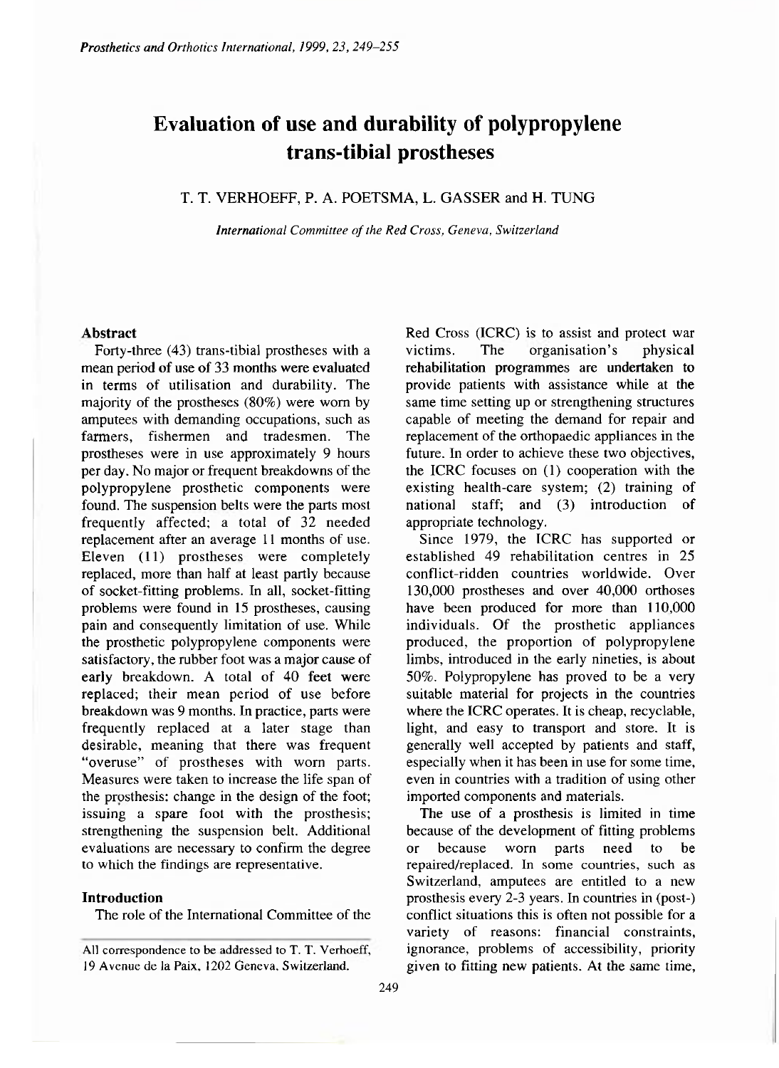# Evaluation of use and durability of polypropylene trans-tibial prostheses

T. T. VERHOEFF, P. A. POETSMA, L. GASSER and H. TUNG

*International Committee of the Red Cross, Geneva, Switzerland*

### Abstract

Forty-three (43) trans-tibial prostheses with a mean period of use of 33 months were evaluated in terms of utilisation and durability. The majority of the prostheses (80%) were worn by amputees with demanding occupations, such as farmers, fishermen and tradesmen. The prostheses were in use approximately 9 hours per day. No major or frequent breakdowns of the polypropylene prosthetic components were found. The suspension belts were the parts most frequently affected; a total of 32 needed replacement after an average 11 months of use. Eleven (11) prostheses were completely replaced, more than half at least partly because of socket-fitting problems. In all, socket-fitting problems were found in 15 prostheses, causing pain and consequently limitation of use. While the prosthetic polypropylene components were satisfactory, the rubber foot was a major cause of early breakdown. A total of 40 feet were replaced; their mean period of use before breakdown was 9 months. In practice, parts were frequently replaced at a later stage than desirable, meaning that there was frequent "overuse" of prostheses with worn parts. Measures were taken to increase the life span of the prosthesis: change in the design of the foot; issuing a spare foot with the prosthesis; strengthening the suspension belt. Additional evaluations are necessary to confirm the degree to which the findings are representative.

### Introduction

The role of the International Committee of the Red Cross (ICRC) is to assist and protect war victims. The organisation's physical rehabilitation programmes are undertaken to provide patients with assistance while at the same time setting up or strengthening structures capable of meeting the demand for repair and replacement of the orthopaedic appliances in the future. In order to achieve these two objectives, the ICRC focuses on (1) cooperation with the existing health-care system; (2) training of national staff; and (3) introduction of appropriate technology.

Since 1979, the ICRC has supported or established 49 rehabilitation centres in 25 conflict-ridden countries worldwide. Over 130,000 prostheses and over 40,000 orthoses have been produced for more than 110,000 individuals. Of the prosthetic appliances produced, the proportion of polypropylene limbs, introduced in the early nineties, is about 50%. Polypropylene has proved to be a very suitable material for projects in the countries where the ICRC operates. It is cheap, recyclable, light, and easy to transport and store. It is generally well accepted by patients and staff, especially when it has been in use for some time, even in countries with a tradition of using other imported components and materials.

The use of a prosthesis is limited in time because of the development of fitting problems or because worn parts need to be repaired/replaced. In some countries, such as Switzerland, amputees are entitled to a new prosthesis every 2-3 years. In countries in (post-) conflict situations this is often not possible for a variety of reasons: financial constraints, ignorance, problems of accessibility, priority given to fitting new patients. At the same time,

All correspondence to be addressed to T. T. Verhoeff, 19 Avenue de la Paix, 1202 Geneva, Switzerland.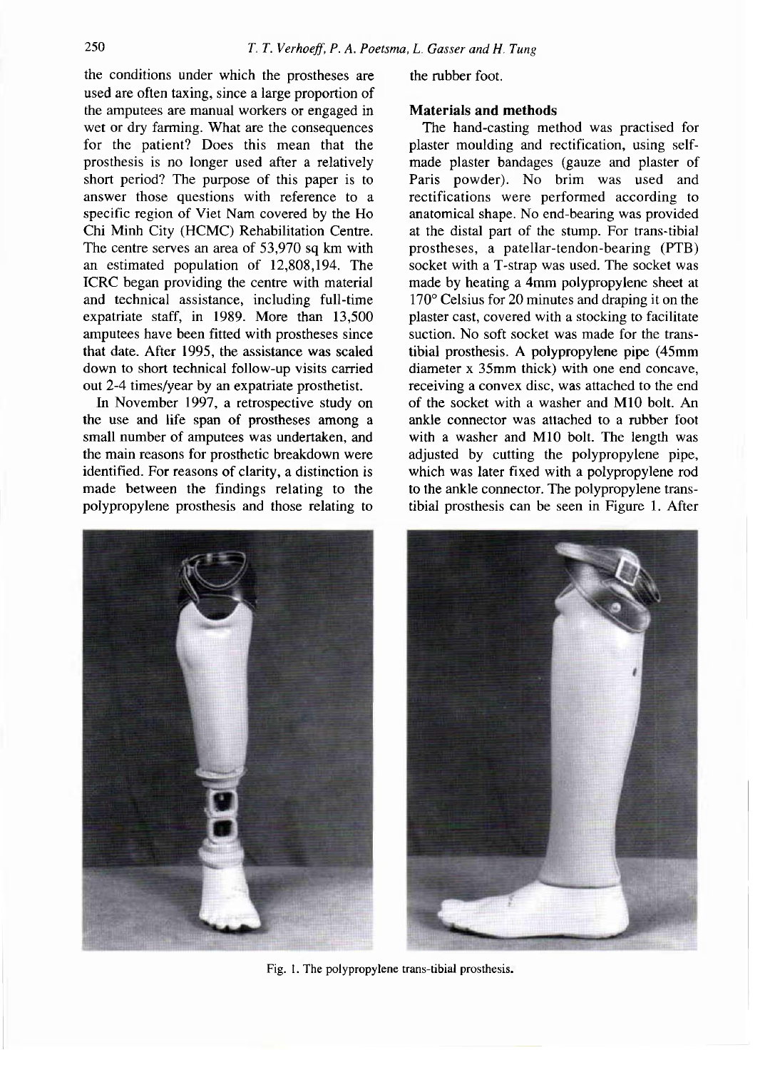the conditions under which the prostheses are used are often taxing, since a large proportion of the amputees are manual workers or engaged in wet or dry farming. What are the consequences for the patient? Does this mean that the prosthesis is no longer used after a relatively short period? The purpose of this paper is to answer those questions with reference to a specific region of Viet Nam covered by the Ho Chi Minh City (HCMC) Rehabilitation Centre. The centre serves an area of 53,970 sq km with an estimated population of 12,808,194. The ICRC began providing the centre with material and technical assistance, including full-time expatriate staff, in 1989. More than 13,500 amputees have been fitted with prostheses since that date. After 1995, the assistance was scaled down to short technical follow-up visits carried out 2-4 times/year by an expatriate prosthetist.

In November 1997, a retrospective study on the use and life span of prostheses among a small number of amputees was undertaken, and the main reasons for prosthetic breakdown were identified. For reasons of clarity, a distinction is made between the findings relating to the polypropylene prosthesis and those relating to the rubber foot.

### Materials and methods

The hand-casting method was practised for plaster moulding and rectification, using self-made plaster bandages (gauze and plaster of Paris powder). No brim was used and rectifications were performed according to anatomical shape. No end-bearing was provided at the distal part of the stump. For trans-tibial prostheses, a patellar-tendon-bearing (PTB) socket with a T-strap was used. The socket was made by heating a 4mm polypropylene sheet at 170° Celsius for 20 minutes and draping it on the plaster cast, covered with a stocking to facilitate suction. No soft socket was made for the trans-tibial prosthesis. A polypropylene pipe (45mm diameter x 35mm thick) with one end concave, receiving a convex disc, was attached to the end of the socket with a washer and M10 bolt. An ankle connector was attached to a rubber foot with a washer and M10 bolt. The length was adjusted by cutting the polypropylene pipe, which was later fixed with a polypropylene rod to the ankle connector. The polypropylene trans-tibial prosthesis can be seen in Figure 1. After

Fig. 1. The polypropylene trans-tibial prosthesis.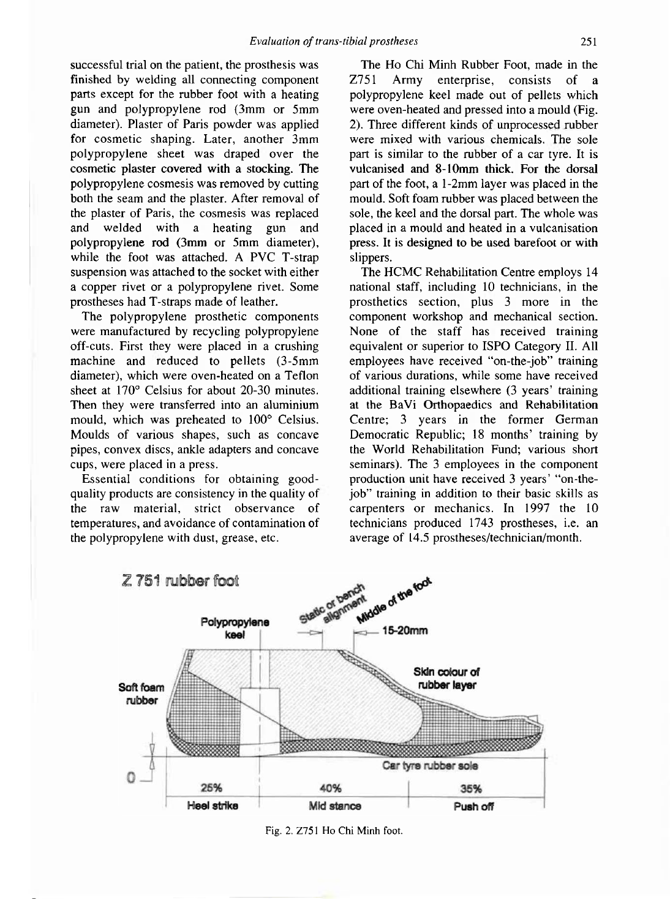successful trial on the patient, the prosthesis was finished by welding all connecting component parts except for the rubber foot with a heating gun and polypropylene rod (3mm or 5mm diameter). Plaster of Paris powder was applied for cosmetic shaping. Later, another 3mm polypropylene sheet was draped over the cosmetic plaster covered with a stocking. The polypropylene cosmesis was removed by cutting both the seam and the plaster. After removal of the plaster of Paris, the cosmesis was replaced and welded with a heating gun and polypropylene rod (3mm or 5mm diameter), while the foot was attached. A PVC T-strap suspension was attached to the socket with either a copper rivet or a polypropylene rivet. Some prostheses had T-straps made of leather.

The polypropylene prosthetic components were manufactured by recycling polypropylene off-cuts. First they were placed in a crushing machine and reduced to pellets (3-5mm diameter), which were oven-heated on a Teflon sheet at 170° Celsius for about 20-30 minutes. Then they were transferred into an aluminium mould, which was preheated to 100° Celsius. Moulds of various shapes, such as concave pipes, convex discs, ankle adapters and concave cups, were placed in a press.

Essential conditions for obtaining good-quality products are consistency in the quality of the raw material, strict observance of temperatures, and avoidance of contamination of the polypropylene with dust, grease, etc.

The Ho Chi Minh Rubber Foot, made in the Z751 Army enterprise, consists of a polypropylene keel made out of pellets which were oven-heated and pressed into a mould (Fig. 2). Three different kinds of unprocessed rubber were mixed with various chemicals. The sole part is similar to the rubber of a car tyre. It is vulcanised and 8-10mm thick. For the dorsal part of the foot, a 1-2mm layer was placed in the mould. Soft foam rubber was placed between the sole, the keel and the dorsal part. The whole was placed in a mould and heated in a vulcanisation press. It is designed to be used barefoot or with slippers.

The HCMC Rehabilitation Centre employs 14 national staff, including 10 technicians, in the prosthetics section, plus 3 more in the component workshop and mechanical section. None of the staff has received training equivalent or superior to ISPO Category II. All employees have received "on-the-job" training of various durations, while some have received additional training elsewhere (3 years' training at the BaVi Orthopaedics and Rehabilitation Centre; 3 years in the former German Democratic Republic; 18 months' training by the World Rehabilitation Fund; various short seminars). The 3 employees in the component production unit have received 3 years' "on-the-job" training in addition to their basic skills as carpenters or mechanics. In 1997 the 10 technicians produced 1743 prostheses, i.e. an average of 14.5 prostheses/technician/month.

Fig. 2. Z751 Ho Chi Minh foot.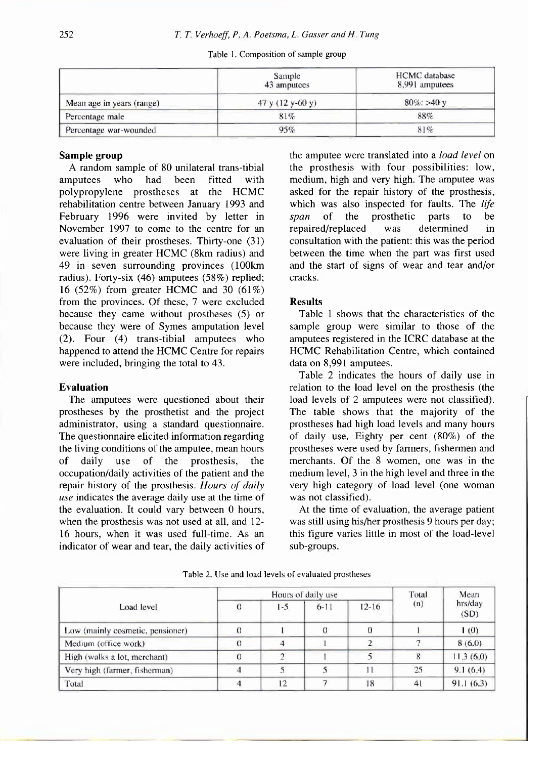Table 1. Composition of sample group

| | Sample 43 amputees | HCMC database 8,991 amputees |
|---|---|---|
| Mean age in years (range) | 47 y (12 y-60 y) | 80%: >40 y |
| Percentage male | 81% | 88% |
| Percentage war-wounded | 95% | 81% |

## Sample group

A random sample of 80 unilateral trans-tibial amputees who had been fitted with polypropylene prostheses at the HCMC rehabilitation centre between January 1993 and February 1996 were invited by letter in November 1997 to come to the centre for an evaluation of their prostheses. Thirty-one (31) were living in greater HCMC (8km radius) and 49 in seven surrounding provinces (100km radius). Forty-six (46) amputees (58%) replied; 16 (52%) from greater HCMC and 30 (61%) from the provinces. Of these, 7 were excluded because they came without prostheses (5) or because they were of Symes amputation level (2). Four (4) trans-tibial amputees who happened to attend the HCMC Centre for repairs were included, bringing the total to 43.

## Evaluation

The amputees were questioned about their prostheses by the prosthetist and the project administrator, using a standard questionnaire. The questionnaire elicited information regarding the living conditions of the amputee, mean hours of daily use of the prosthesis, the occupation/daily activities of the patient and the repair history of the prosthesis. *Hours of daily use* indicates the average daily use at the time of the evaluation. It could vary between 0 hours, when the prosthesis was not used at all, and 12-16 hours, when it was used full-time. As an indicator of wear and tear, the daily activities of the amputee were translated into a *load level* on the prosthesis with four possibilities: low, medium, high and very high. The amputee was asked for the repair history of the prosthesis, which was also inspected for faults. The *life span* of the prosthetic parts to be repaired/replaced was determined in consultation with the patient: this was the period between the time when the part was first used and the start of signs of wear and tear and/or cracks.

## Results

Table 1 shows that the characteristics of the sample group were similar to those of the amputees registered in the ICRC database at the HCMC Rehabilitation Centre, which contained data on 8,991 amputees.

Table 2 indicates the hours of daily use in relation to the load level on the prosthesis (the load levels of 2 amputees were not classified). The table shows that the majority of the prostheses had high load levels and many hours of daily use. Eighty per cent (80%) of the prostheses were used by farmers, fishermen and merchants. Of the 8 women, one was in the medium level, 3 in the high level and three in the very high category of load level (one woman was not classified).

At the time of evaluation, the average patient was still using his/her prosthesis 9 hours per day; this figure varies little in most of the load-level sub-groups.

Table 2. Use and load levels of evaluated prostheses

| Load level | Hours of daily use | | | | Total (n) | Mean hrs/day (SD) |
|---|---|---|---|---|---|---|
| | 0 | 1-5 | 6-11 | 12-16 | | |
| Low (mainly cosmetic, pensioner) | 0 | 1 | 0 | 0 | 1 | 1 (0) |
| Medium (office work) | 0 | 4 | 1 | 2 | 7 | 8 (6.0) |
| High (walks a lot, merchant) | 0 | 2 | 1 | 5 | 8 | 11.3 (6.0) |
| Very high (farmer, fisherman) | 4 | 5 | 5 | 11 | 25 | 9.1 (6.4) |
| Total | 4 | 12 | 7 | 18 | 41 | 91.1 (6.3) |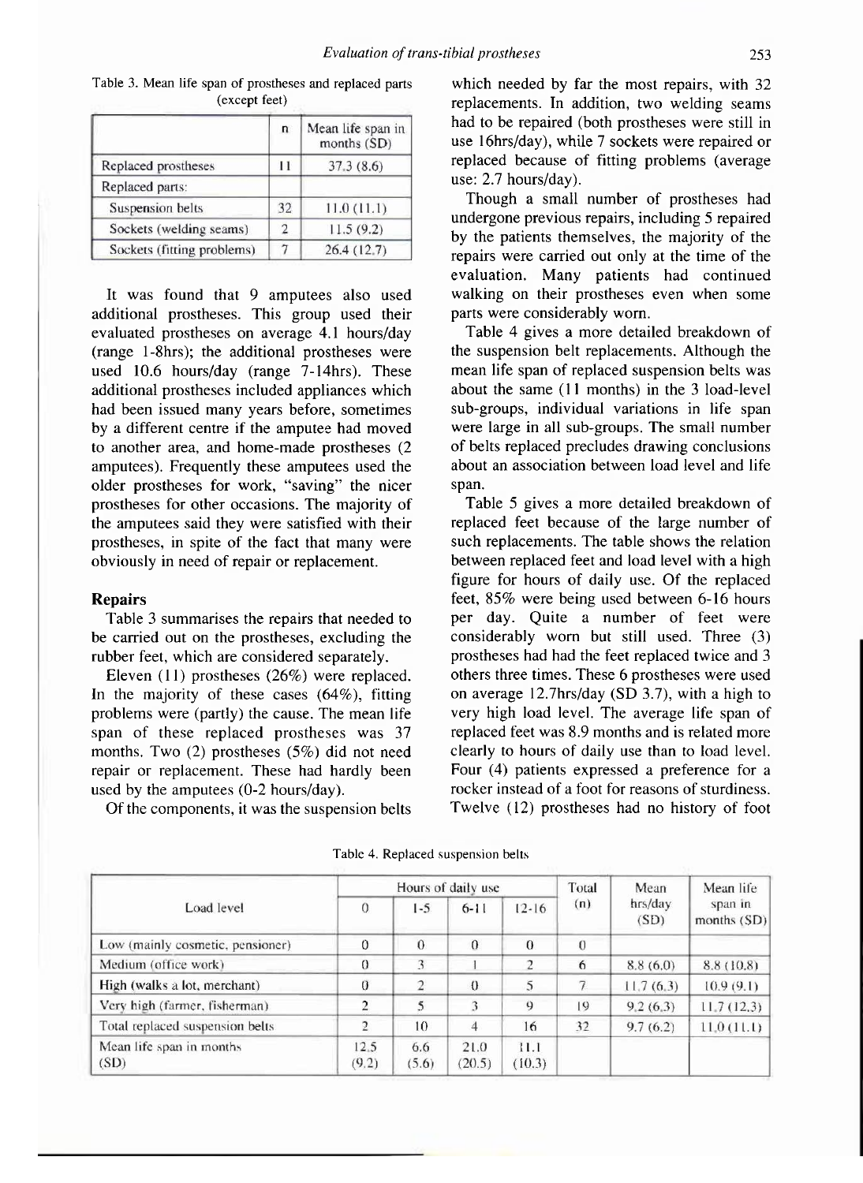Table 3. Mean life span of prostheses and replaced parts (except feet)

| | n | Mean life span in months (SD) |
|---|---|---|
| Replaced prostheses | 11 | 37.3 (8.6) |
| Replaced parts: | | |
| Suspension belts | 32 | 11.0 (11.1) |
| Sockets (welding seams) | 2 | 11.5 (9.2) |
| Sockets (fitting problems) | 7 | 26.4 (12.7) |

It was found that 9 amputees also used additional prostheses. This group used their evaluated prostheses on average 4.1 hours/day (range 1-8hrs); the additional prostheses were used 10.6 hours/day (range 7-14hrs). These additional prostheses included appliances which had been issued many years before, sometimes by a different centre if the amputee had moved to another area, and home-made prostheses (2 amputees). Frequently these amputees used the older prostheses for work, "saving" the nicer prostheses for other occasions. The majority of the amputees said they were satisfied with their prostheses, in spite of the fact that many were obviously in need of repair or replacement.

## Repairs

Table 3 summarises the repairs that needed to be carried out on the prostheses, excluding the rubber feet, which are considered separately.

Eleven (11) prostheses (26%) were replaced. In the majority of these cases (64%), fitting problems were (partly) the cause. The mean life span of these replaced prostheses was 37 months. Two (2) prostheses (5%) did not need repair or replacement. These had hardly been used by the amputees (0-2 hours/day).

Of the components, it was the suspension belts which needed by far the most repairs, with 32 replacements. In addition, two welding seams had to be repaired (both prostheses were still in use 16hrs/day), while 7 sockets were repaired or replaced because of fitting problems (average use: 2.7 hours/day).

Though a small number of prostheses had undergone previous repairs, including 5 repaired by the patients themselves, the majority of the repairs were carried out only at the time of the evaluation. Many patients had continued walking on their prostheses even when some parts were considerably worn.

Table 4 gives a more detailed breakdown of the suspension belt replacements. Although the mean life span of replaced suspension belts was about the same (11 months) in the 3 load-level sub-groups, individual variations in life span were large in all sub-groups. The small number of belts replaced precludes drawing conclusions about an association between load level and life span.

Table 5 gives a more detailed breakdown of replaced feet because of the large number of such replacements. The table shows the relation between replaced feet and load level with a high figure for hours of daily use. Of the replaced feet, 85% were being used between 6-16 hours per day. Quite a number of feet were considerably worn but still used. Three (3) prostheses had had the feet replaced twice and 3 others three times. These 6 prostheses were used on average 12.7hrs/day (SD 3.7), with a high to very high load level. The average life span of replaced feet was 8.9 months and is related more clearly to hours of daily use than to load level. Four (4) patients expressed a preference for a rocker instead of a foot for reasons of sturdiness. Twelve (12) prostheses had no history of foot

Table 4. Replaced suspension belts

| Load level | Hours of daily use | | | | Total (n) | Mean hrs/day (SD) | Mean life span in months (SD) |
|---|---|---|---|---|---|---|---|
| | 0 | 1-5 | 6-11 | 12-16 | | | |
| Low (mainly cosmetic, pensioner) | 0 | 0 | 0 | 0 | 0 | | |
| Medium (office work) | 0 | 3 | 1 | 2 | 6 | 8.8 (6.0) | 8.8 (10.8) |
| High (walks a lot, merchant) | 0 | 2 | 0 | 5 | 7 | 11.7 (6.3) | 10.9 (9.1) |
| Very high (farmer, fisherman) | 2 | 5 | 3 | 9 | 19 | 9.2 (6.3) | 11.7 (12.3) |
| Total replaced suspension belts | 2 | 10 | 4 | 16 | 32 | 9.7 (6.2) | 11.0 (11.1) |
| Mean life span in months (SD) | 12.5 (9.2) | 6.6 (5.6) | 21.0 (20.5) | 11.1 (10.3) | | | |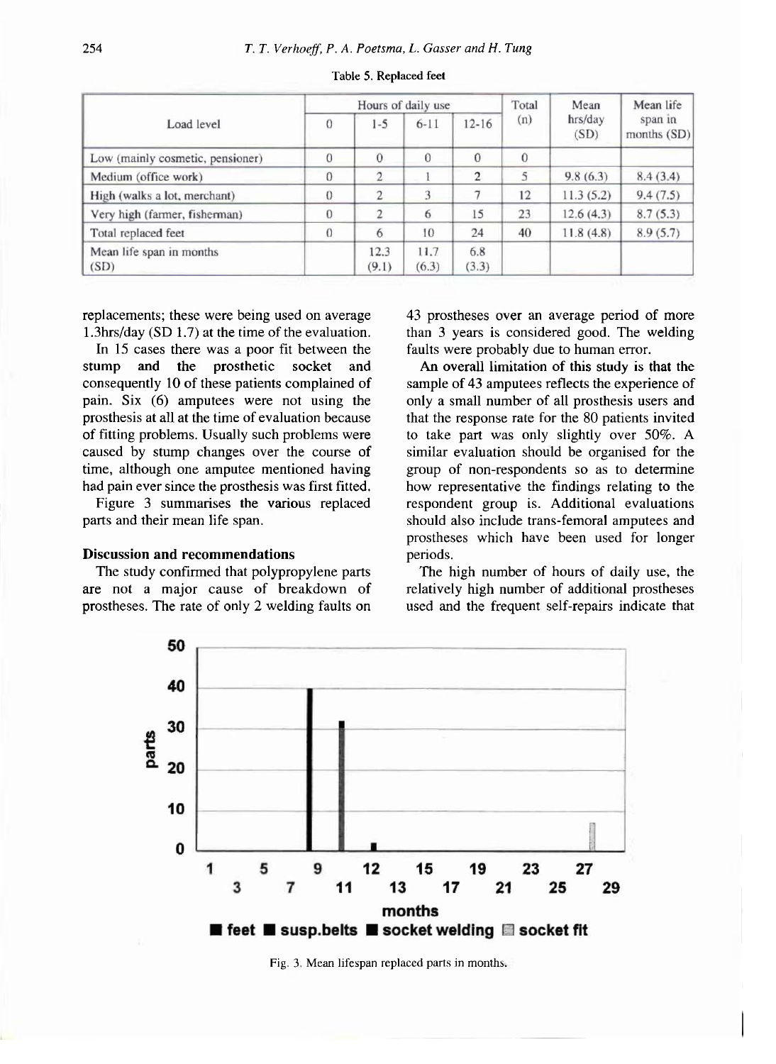Table 5. Replaced feet

| Load level | Hours of daily use | | | | Total (n) | Mean hrs/day (SD) | Mean life span in months (SD) |
|---|---|---|---|---|---|---|---|
| | 0 | 1-5 | 6-11 | 12-16 | | | |
| Low (mainly cosmetic, pensioner) | 0 | 0 | 0 | 0 | 0 | | |
| Medium (office work) | 0 | 2 | 1 | 2 | 5 | 9.8 (6.3) | 8.4 (3.4) |
| High (walks a lot, merchant) | 0 | 2 | 3 | 7 | 12 | 11.3 (5.2) | 9.4 (7.5) |
| Very high (farmer, fisherman) | 0 | 2 | 6 | 15 | 23 | 12.6 (4.3) | 8.7 (5.3) |
| Total replaced feet | 0 | 6 | 10 | 24 | 40 | 11.8 (4.8) | 8.9 (5.7) |
| Mean life span in months (SD) | | 12.3 (9.1) | 11.7 (6.3) | 6.8 (3.3) | | | |

replacements; these were being used on average 1.3hrs/day (SD 1.7) at the time of the evaluation.

In 15 cases there was a poor fit between the stump and the prosthetic socket and consequently 10 of these patients complained of pain. Six (6) amputees were not using the prosthesis at all at the time of evaluation because of fitting problems. Usually such problems were caused by stump changes over the course of time, although one amputee mentioned having had pain ever since the prosthesis was first fitted.

Figure 3 summarises the various replaced parts and their mean life span.

### Discussion and recommendations

The study confirmed that polypropylene parts are not a major cause of breakdown of prostheses. The rate of only 2 welding faults on 43 prostheses over an average period of more than 3 years is considered good. The welding faults were probably due to human error.

An overall limitation of this study is that the sample of 43 amputees reflects the experience of only a small number of all prosthesis users and that the response rate for the 80 patients invited to take part was only slightly over 50%. A similar evaluation should be organised for the group of non-respondents so as to determine how representative the findings relating to the respondent group is. Additional evaluations should also include trans-femoral amputees and prostheses which have been used for longer periods.

The high number of hours of daily use, the relatively high number of additional prostheses used and the frequent self-repairs indicate that

Fig. 3. Mean lifespan replaced parts in months.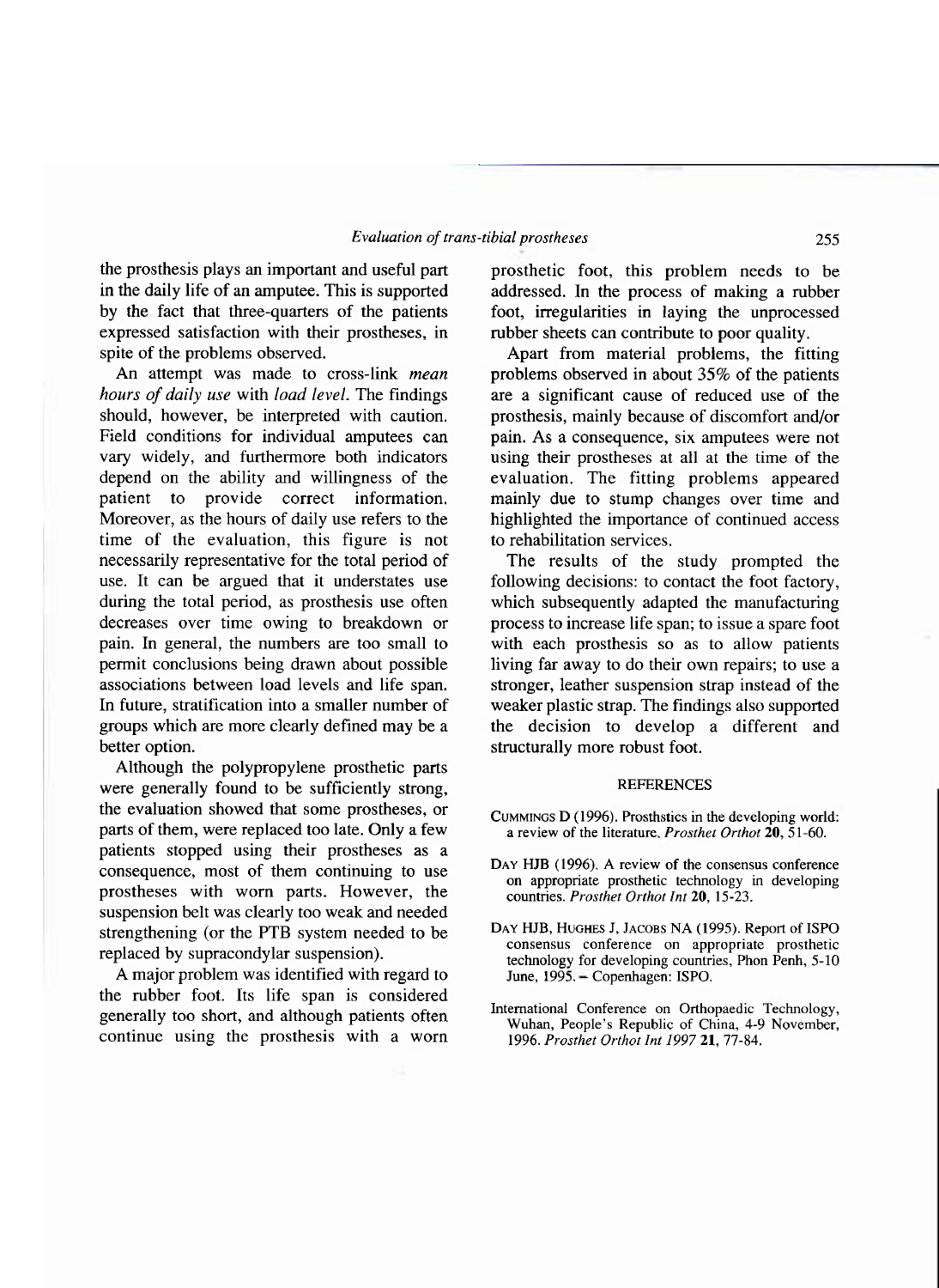the prosthesis plays an important and useful part in the daily life of an amputee. This is supported by the fact that three-quarters of the patients expressed satisfaction with their prostheses, in spite of the problems observed.

An attempt was made to cross-link *mean hours of daily use* with *load level*. The findings should, however, be interpreted with caution. Field conditions for individual amputees can vary widely, and furthermore both indicators depend on the ability and willingness of the patient to provide correct information. Moreover, as the hours of daily use refers to the time of the evaluation, this figure is not necessarily representative for the total period of use. It can be argued that it understates use during the total period, as prosthesis use often decreases over time owing to breakdown or pain. In general, the numbers are too small to permit conclusions being drawn about possible associations between load levels and life span. In future, stratification into a smaller number of groups which are more clearly defined may be a better option.

Although the polypropylene prosthetic parts were generally found to be sufficiently strong, the evaluation showed that some prostheses, or parts of them, were replaced too late. Only a few patients stopped using their prostheses as a consequence, most of them continuing to use prostheses with worn parts. However, the suspension belt was clearly too weak and needed strengthening (or the PTB system needed to be replaced by supracondylar suspension).

A major problem was identified with regard to the rubber foot. Its life span is considered generally too short, and although patients often continue using the prosthesis with a worn prosthetic foot, this problem needs to be addressed. In the process of making a rubber foot, irregularities in laying the unprocessed rubber sheets can contribute to poor quality.

Apart from material problems, the fitting problems observed in about 35% of the patients are a significant cause of reduced use of the prosthesis, mainly because of discomfort and/or pain. As a consequence, six amputees were not using their prostheses at all at the time of the evaluation. The fitting problems appeared mainly due to stump changes over time and highlighted the importance of continued access to rehabilitation services.

The results of the study prompted the following decisions: to contact the foot factory, which subsequently adapted the manufacturing process to increase life span; to issue a spare foot with each prosthesis so as to allow patients living far away to do their own repairs; to use a stronger, leather suspension strap instead of the weaker plastic strap. The findings also supported the decision to develop a different and structurally more robust foot.

## REFERENCES

Cummings D (1996). Prosthstics in the developing world: a review of the literature. *Prosthet Orthot* **20**, 51-60.

Day HJB (1996). A review of the consensus conference on appropriate prosthetic technology in developing countries. *Prosthet Orthot Int* **20**, 15-23.

Day HJB, Hughes J, Jacobs NA (1995). Report of ISPO consensus conference on appropriate prosthetic technology for developing countries, Phon Penh, 5-10 June, 1995. – Copenhagen: ISPO.

International Conference on Orthopaedic Technology, Wuhan, People's Republic of China, 4-9 November, 1996. *Prosthet Orthot Int 1997* **21**, 77-84.